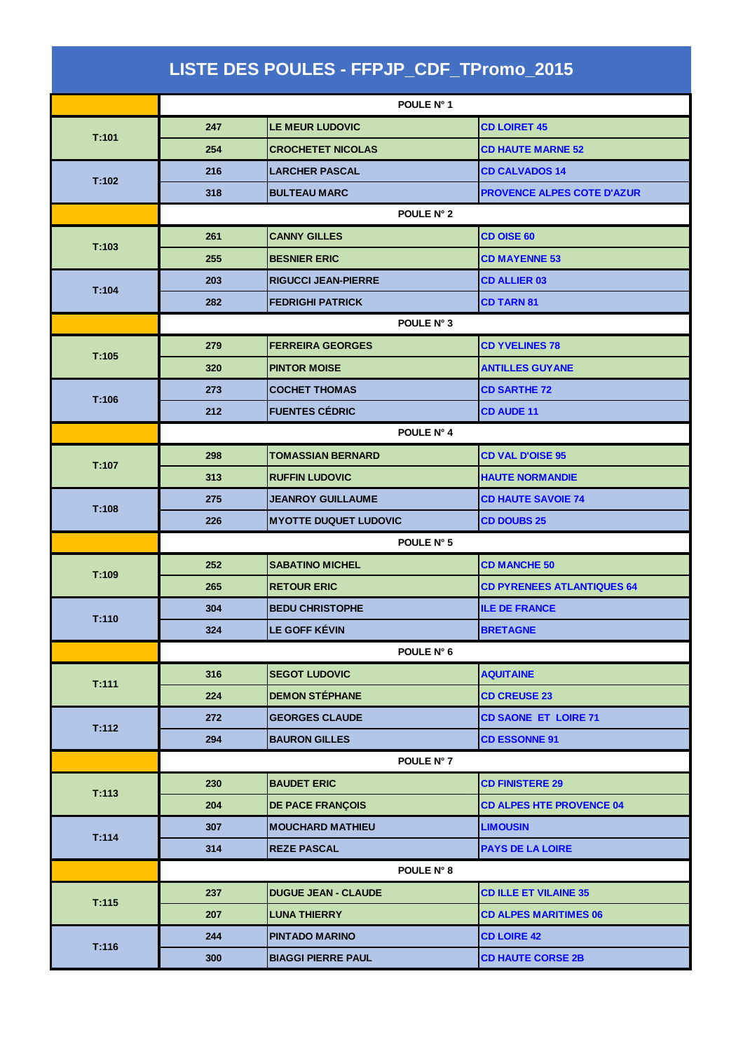# LISTE DES POULES - FFPJP_CDF_TPromo_2015

| | | | |
|---|---|---|---|
| | POULE N° 1 | | |
| T:101 | 247 | LE MEUR LUDOVIC | CD LOIRET 45 |
| | 254 | CROCHETET NICOLAS | CD HAUTE MARNE 52 |
| T:102 | 216 | LARCHER PASCAL | CD CALVADOS 14 |
| | 318 | BULTEAU MARC | PROVENCE ALPES COTE D'AZUR |
| | POULE N° 2 | | |
| T:103 | 261 | CANNY GILLES | CD OISE 60 |
| | 255 | BESNIER ERIC | CD MAYENNE 53 |
| T:104 | 203 | RIGUCCI JEAN-PIERRE | CD ALLIER 03 |
| | 282 | FEDRIGHI PATRICK | CD TARN 81 |
| | POULE N° 3 | | |
| T:105 | 279 | FERREIRA GEORGES | CD YVELINES 78 |
| | 320 | PINTOR MOISE | ANTILLES GUYANE |
| T:106 | 273 | COCHET THOMAS | CD SARTHE 72 |
| | 212 | FUENTES CÉDRIC | CD AUDE 11 |
| | POULE N° 4 | | |
| T:107 | 298 | TOMASSIAN BERNARD | CD VAL D'OISE 95 |
| | 313 | RUFFIN LUDOVIC | HAUTE NORMANDIE |
| T:108 | 275 | JEANROY GUILLAUME | CD HAUTE SAVOIE 74 |
| | 226 | MYOTTE DUQUET LUDOVIC | CD DOUBS 25 |
| | POULE N° 5 | | |
| T:109 | 252 | SABATINO MICHEL | CD MANCHE 50 |
| | 265 | RETOUR ERIC | CD PYRENEES ATLANTIQUES 64 |
| T:110 | 304 | BEDU CHRISTOPHE | ILE DE FRANCE |
| | 324 | LE GOFF KÉVIN | BRETAGNE |
| | POULE N° 6 | | |
| T:111 | 316 | SEGOT LUDOVIC | AQUITAINE |
| | 224 | DEMON STÉPHANE | CD CREUSE 23 |
| T:112 | 272 | GEORGES CLAUDE | CD SAONE ET LOIRE 71 |
| | 294 | BAURON GILLES | CD ESSONNE 91 |
| | POULE N° 7 | | |
| T:113 | 230 | BAUDET ERIC | CD FINISTERE 29 |
| | 204 | DE PACE FRANÇOIS | CD ALPES HTE PROVENCE 04 |
| T:114 | 307 | MOUCHARD MATHIEU | LIMOUSIN |
| | 314 | REZE PASCAL | PAYS DE LA LOIRE |
| | POULE N° 8 | | |
| T:115 | 237 | DUGUE JEAN - CLAUDE | CD ILLE ET VILAINE 35 |
| | 207 | LUNA THIERRY | CD ALPES MARITIMES 06 |
| T:116 | 244 | PINTADO MARINO | CD LOIRE 42 |
| | 300 | BIAGGI PIERRE PAUL | CD HAUTE CORSE 2B |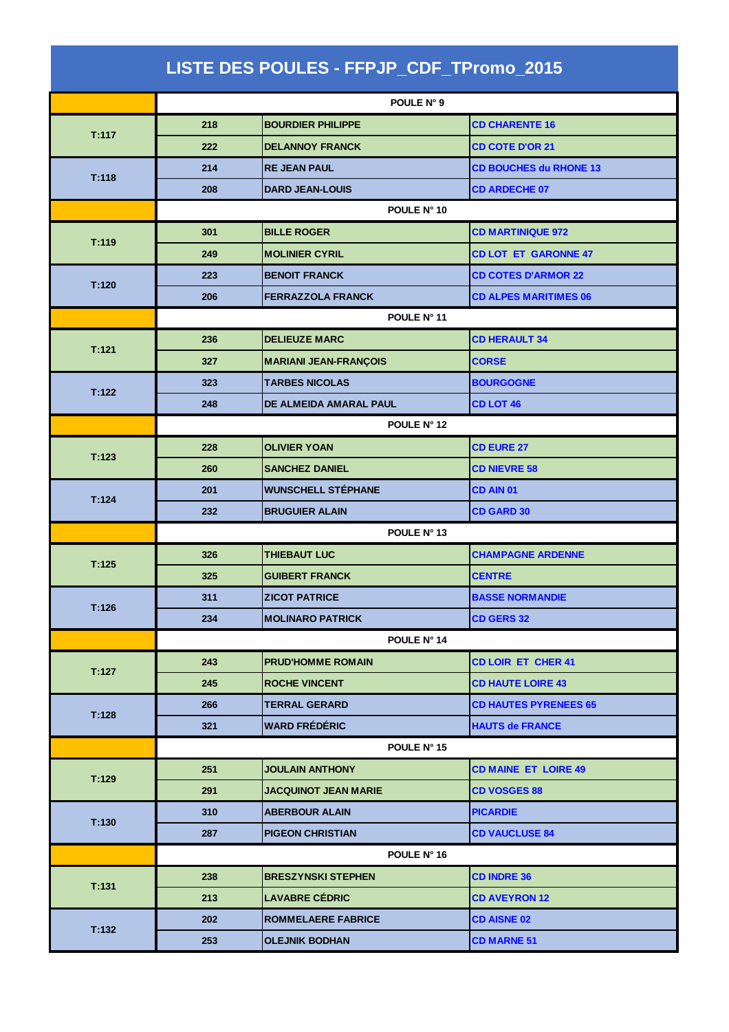# LISTE DES POULES - FFPJP_CDF_TPromo_2015

| | | | |
|---|---|---|---|
| | POULE N° 9 | | |
| T:117 | 218 | BOURDIER PHILIPPE | CD CHARENTE 16 |
| | 222 | DELANNOY FRANCK | CD COTE D'OR 21 |
| T:118 | 214 | RE JEAN PAUL | CD BOUCHES du RHONE 13 |
| | 208 | DARD JEAN-LOUIS | CD ARDECHE 07 |
| | POULE N° 10 | | |
| T:119 | 301 | BILLE ROGER | CD MARTINIQUE 972 |
| | 249 | MOLINIER CYRIL | CD LOT ET GARONNE 47 |
| T:120 | 223 | BENOIT FRANCK | CD COTES D'ARMOR 22 |
| | 206 | FERRAZZOLA FRANCK | CD ALPES MARITIMES 06 |
| | POULE N° 11 | | |
| T:121 | 236 | DELIEUZE MARC | CD HERAULT 34 |
| | 327 | MARIANI JEAN-FRANÇOIS | CORSE |
| T:122 | 323 | TARBES NICOLAS | BOURGOGNE |
| | 248 | DE ALMEIDA AMARAL PAUL | CD LOT 46 |
| | POULE N° 12 | | |
| T:123 | 228 | OLIVIER YOAN | CD EURE 27 |
| | 260 | SANCHEZ DANIEL | CD NIEVRE 58 |
| T:124 | 201 | WUNSCHELL STÉPHANE | CD AIN 01 |
| | 232 | BRUGUIER ALAIN | CD GARD 30 |
| | POULE N° 13 | | |
| T:125 | 326 | THIEBAUT LUC | CHAMPAGNE ARDENNE |
| | 325 | GUIBERT FRANCK | CENTRE |
| T:126 | 311 | ZICOT PATRICE | BASSE NORMANDIE |
| | 234 | MOLINARO PATRICK | CD GERS 32 |
| | POULE N° 14 | | |
| T:127 | 243 | PRUD'HOMME ROMAIN | CD LOIR ET CHER 41 |
| | 245 | ROCHE VINCENT | CD HAUTE LOIRE 43 |
| T:128 | 266 | TERRAL GERARD | CD HAUTES PYRENEES 65 |
| | 321 | WARD FRÉDÉRIC | HAUTS de FRANCE |
| | POULE N° 15 | | |
| T:129 | 251 | JOULAIN ANTHONY | CD MAINE ET LOIRE 49 |
| | 291 | JACQUINOT JEAN MARIE | CD VOSGES 88 |
| T:130 | 310 | ABERBOUR ALAIN | PICARDIE |
| | 287 | PIGEON CHRISTIAN | CD VAUCLUSE 84 |
| | POULE N° 16 | | |
| T:131 | 238 | BRESZYNSKI STEPHEN | CD INDRE 36 |
| | 213 | LAVABRE CÉDRIC | CD AVEYRON 12 |
| T:132 | 202 | ROMMELAERE FABRICE | CD AISNE 02 |
| | 253 | OLEJNIK BODHAN | CD MARNE 51 |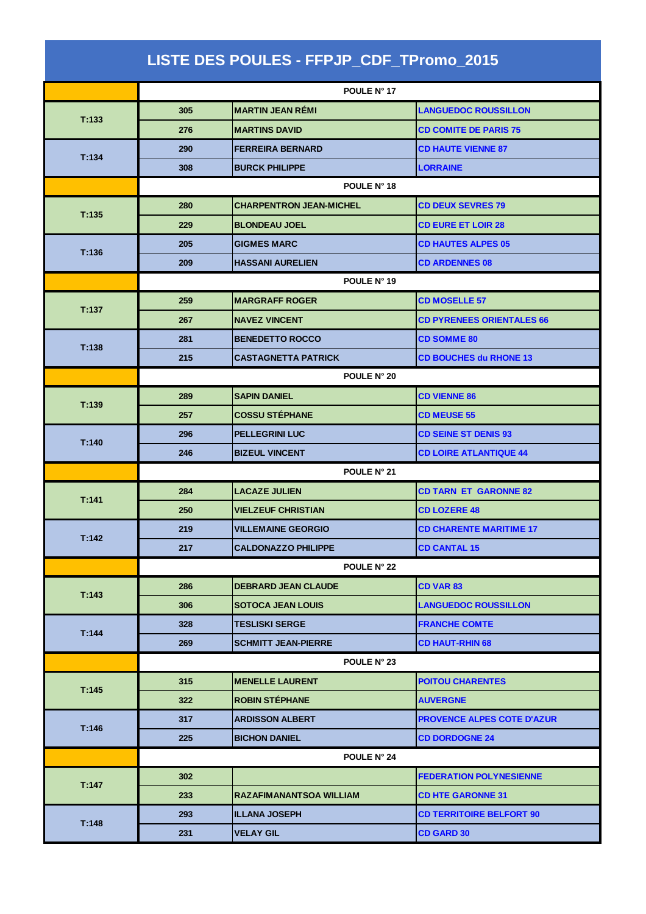# LISTE DES POULES - FFPJP_CDF_TPromo_2015

| | | | |
|---|---|---|---|
| | POULE N° 17 | | |
| T:133 | 305 | MARTIN JEAN RÉMI | LANGUEDOC ROUSSILLON |
| | 276 | MARTINS DAVID | CD COMITE DE PARIS 75 |
| T:134 | 290 | FERREIRA BERNARD | CD HAUTE VIENNE 87 |
| | 308 | BURCK PHILIPPE | LORRAINE |
| | POULE N° 18 | | |
| T:135 | 280 | CHARPENTRON JEAN-MICHEL | CD DEUX SEVRES 79 |
| | 229 | BLONDEAU JOEL | CD EURE ET LOIR 28 |
| T:136 | 205 | GIGMES MARC | CD HAUTES ALPES 05 |
| | 209 | HASSANI AURELIEN | CD ARDENNES 08 |
| | POULE N° 19 | | |
| T:137 | 259 | MARGRAFF ROGER | CD MOSELLE 57 |
| | 267 | NAVEZ VINCENT | CD PYRENEES ORIENTALES 66 |
| T:138 | 281 | BENEDETTO ROCCO | CD SOMME 80 |
| | 215 | CASTAGNETTA PATRICK | CD BOUCHES du RHONE 13 |
| | POULE N° 20 | | |
| T:139 | 289 | SAPIN DANIEL | CD VIENNE 86 |
| | 257 | COSSU STÉPHANE | CD MEUSE 55 |
| T:140 | 296 | PELLEGRINI LUC | CD SEINE ST DENIS 93 |
| | 246 | BIZEUL VINCENT | CD LOIRE ATLANTIQUE 44 |
| | POULE N° 21 | | |
| T:141 | 284 | LACAZE JULIEN | CD TARN ET GARONNE 82 |
| | 250 | VIELZEUF CHRISTIAN | CD LOZERE 48 |
| T:142 | 219 | VILLEMAINE GEORGIO | CD CHARENTE MARITIME 17 |
| | 217 | CALDONAZZO PHILIPPE | CD CANTAL 15 |
| | POULE N° 22 | | |
| T:143 | 286 | DEBRARD JEAN CLAUDE | CD VAR 83 |
| | 306 | SOTOCA JEAN LOUIS | LANGUEDOC ROUSSILLON |
| T:144 | 328 | TESLISKI SERGE | FRANCHE COMTE |
| | 269 | SCHMITT JEAN-PIERRE | CD HAUT-RHIN 68 |
| | POULE N° 23 | | |
| T:145 | 315 | MENELLE LAURENT | POITOU CHARENTES |
| | 322 | ROBIN STÉPHANE | AUVERGNE |
| T:146 | 317 | ARDISSON ALBERT | PROVENCE ALPES COTE D'AZUR |
| | 225 | BICHON DANIEL | CD DORDOGNE 24 |
| | POULE N° 24 | | |
| T:147 | 302 | | FEDERATION POLYNESIENNE |
| | 233 | RAZAFIMANANTSOA WILLIAM | CD HTE GARONNE 31 |
| T:148 | 293 | ILLANA JOSEPH | CD TERRITOIRE BELFORT 90 |
| | 231 | VELAY GIL | CD GARD 30 |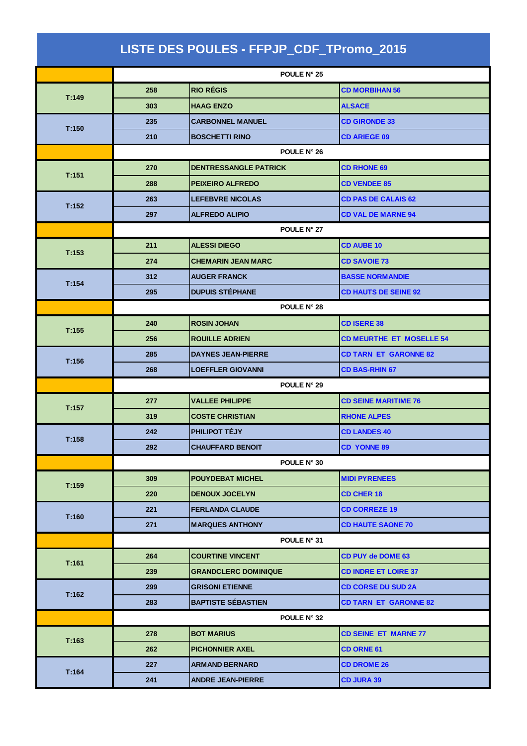# LISTE DES POULES - FFPJP_CDF_TPromo_2015

| | | | |
|---|---|---|---|
| | | POULE N° 25 | |
| T:149 | 258 | RIO RÉGIS | CD MORBIHAN 56 |
| | 303 | HAAG ENZO | ALSACE |
| T:150 | 235 | CARBONNEL MANUEL | CD GIRONDE 33 |
| | 210 | BOSCHETTI RINO | CD ARIEGE 09 |
| | | POULE N° 26 | |
| T:151 | 270 | DENTRESSANGLE PATRICK | CD RHONE 69 |
| | 288 | PEIXEIRO ALFREDO | CD VENDEE 85 |
| T:152 | 263 | LEFEBVRE NICOLAS | CD PAS DE CALAIS 62 |
| | 297 | ALFREDO ALIPIO | CD VAL DE MARNE 94 |
| | | POULE N° 27 | |
| T:153 | 211 | ALESSI DIEGO | CD AUBE 10 |
| | 274 | CHEMARIN JEAN MARC | CD SAVOIE 73 |
| T:154 | 312 | AUGER FRANCK | BASSE NORMANDIE |
| | 295 | DUPUIS STÉPHANE | CD HAUTS DE SEINE 92 |
| | | POULE N° 28 | |
| T:155 | 240 | ROSIN JOHAN | CD ISERE 38 |
| | 256 | ROUILLE ADRIEN | CD MEURTHE ET MOSELLE 54 |
| T:156 | 285 | DAYNES JEAN-PIERRE | CD TARN ET GARONNE 82 |
| | 268 | LOEFFLER GIOVANNI | CD BAS-RHIN 67 |
| | | POULE N° 29 | |
| T:157 | 277 | VALLEE PHILIPPE | CD SEINE MARITIME 76 |
| | 319 | COSTE CHRISTIAN | RHONE ALPES |
| T:158 | 242 | PHILIPOT TÉJY | CD LANDES 40 |
| | 292 | CHAUFFARD BENOIT | CD YONNE 89 |
| | | POULE N° 30 | |
| T:159 | 309 | POUYDEBAT MICHEL | MIDI PYRENEES |
| | 220 | DENOUX JOCELYN | CD CHER 18 |
| T:160 | 221 | FERLANDA CLAUDE | CD CORREZE 19 |
| | 271 | MARQUES ANTHONY | CD HAUTE SAONE 70 |
| | | POULE N° 31 | |
| T:161 | 264 | COURTINE VINCENT | CD PUY de DOME 63 |
| | 239 | GRANDCLERC DOMINIQUE | CD INDRE ET LOIRE 37 |
| T:162 | 299 | GRISONI ETIENNE | CD CORSE DU SUD 2A |
| | 283 | BAPTISTE SÉBASTIEN | CD TARN ET GARONNE 82 |
| | | POULE N° 32 | |
| T:163 | 278 | BOT MARIUS | CD SEINE ET MARNE 77 |
| | 262 | PICHONNIER AXEL | CD ORNE 61 |
| T:164 | 227 | ARMAND BERNARD | CD DROME 26 |
| | 241 | ANDRE JEAN-PIERRE | CD JURA 39 |